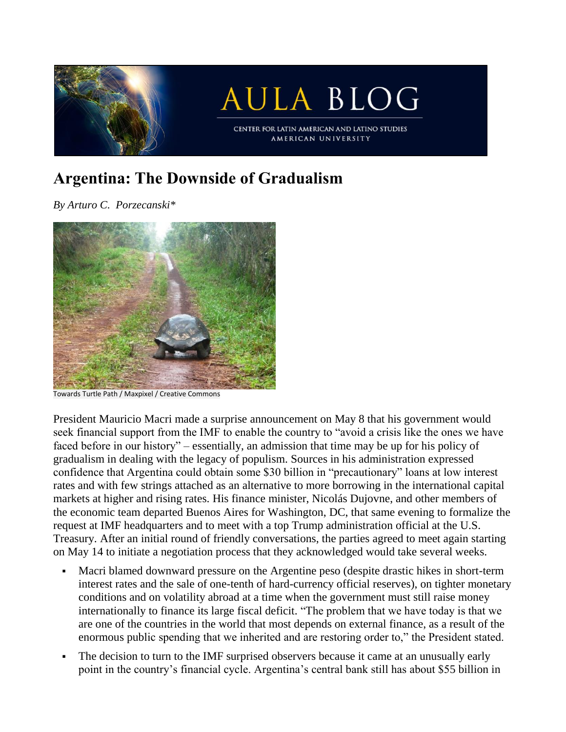# Argentina: The Downside of Gradualism

*By Arturo C. Porzecanski**

Towards Turtle Path / Maxpixel / Creative Commons

President Mauricio Macri made a surprise announcement on May 8 that his government would seek financial support from the IMF to enable the country to "avoid a crisis like the ones we have faced before in our history" – essentially, an admission that time may be up for his policy of gradualism in dealing with the legacy of populism. Sources in his administration expressed confidence that Argentina could obtain some $30 billion in "precautionary" loans at low interest rates and with few strings attached as an alternative to more borrowing in the international capital markets at higher and rising rates. His finance minister, Nicolás Dujovne, and other members of the economic team departed Buenos Aires for Washington, DC, that same evening to formalize the request at IMF headquarters and to meet with a top Trump administration official at the U.S. Treasury. After an initial round of friendly conversations, the parties agreed to meet again starting on May 14 to initiate a negotiation process that they acknowledged would take several weeks.

- Macri blamed downward pressure on the Argentine peso (despite drastic hikes in short-term interest rates and the sale of one-tenth of hard-currency official reserves), on tighter monetary conditions and on volatility abroad at a time when the government must still raise money internationally to finance its large fiscal deficit. "The problem that we have today is that we are one of the countries in the world that most depends on external finance, as a result of the enormous public spending that we inherited and are restoring order to," the President stated.
- The decision to turn to the IMF surprised observers because it came at an unusually early point in the country's financial cycle. Argentina's central bank still has about $55 billion in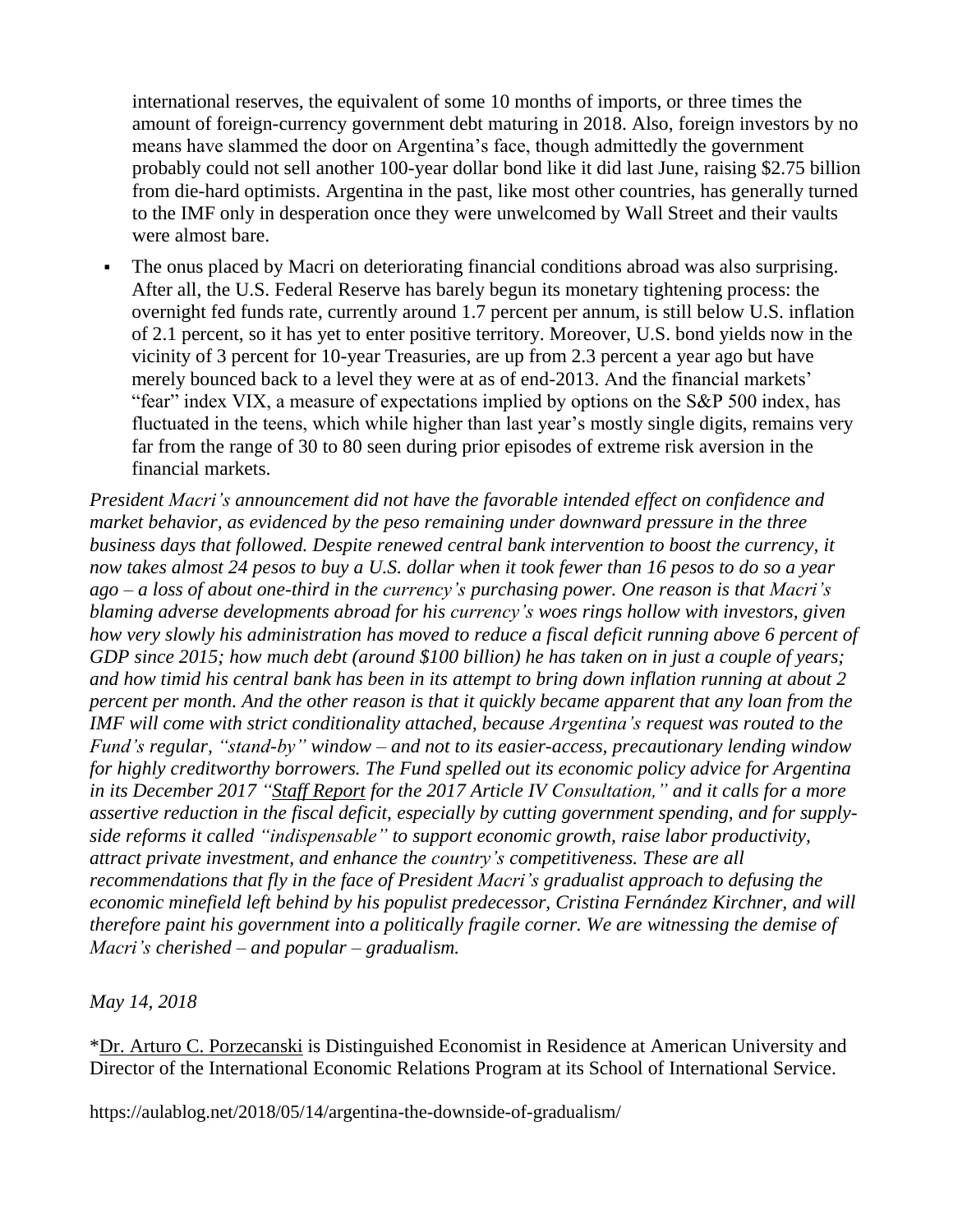international reserves, the equivalent of some 10 months of imports, or three times the amount of foreign-currency government debt maturing in 2018. Also, foreign investors by no means have slammed the door on Argentina's face, though admittedly the government probably could not sell another 100-year dollar bond like it did last June, raising $2.75 billion from die-hard optimists. Argentina in the past, like most other countries, has generally turned to the IMF only in desperation once they were unwelcomed by Wall Street and their vaults were almost bare.

- The onus placed by Macri on deteriorating financial conditions abroad was also surprising. After all, the U.S. Federal Reserve has barely begun its monetary tightening process: the overnight fed funds rate, currently around 1.7 percent per annum, is still below U.S. inflation of 2.1 percent, so it has yet to enter positive territory. Moreover, U.S. bond yields now in the vicinity of 3 percent for 10-year Treasuries, are up from 2.3 percent a year ago but have merely bounced back to a level they were at as of end-2013. And the financial markets' "fear" index VIX, a measure of expectations implied by options on the S&P 500 index, has fluctuated in the teens, which while higher than last year's mostly single digits, remains very far from the range of 30 to 80 seen during prior episodes of extreme risk aversion in the financial markets.

*President Macri's announcement did not have the favorable intended effect on confidence and market behavior, as evidenced by the peso remaining under downward pressure in the three business days that followed. Despite renewed central bank intervention to boost the currency, it now takes almost 24 pesos to buy a U.S. dollar when it took fewer than 16 pesos to do so a year ago – a loss of about one-third in the currency's purchasing power. One reason is that Macri's blaming adverse developments abroad for his currency's woes rings hollow with investors, given how very slowly his administration has moved to reduce a fiscal deficit running above 6 percent of GDP since 2015; how much debt (around $100 billion) he has taken on in just a couple of years; and how timid his central bank has been in its attempt to bring down inflation running at about 2 percent per month. And the other reason is that it quickly became apparent that any loan from the IMF will come with strict conditionality attached, because Argentina's request was routed to the Fund's regular, "stand-by" window – and not to its easier-access, precautionary lending window for highly creditworthy borrowers. The Fund spelled out its economic policy advice for Argentina in its December 2017 "Staff Report for the 2017 Article IV Consultation," and it calls for a more assertive reduction in the fiscal deficit, especially by cutting government spending, and for supply-side reforms it called "indispensable" to support economic growth, raise labor productivity, attract private investment, and enhance the country's competitiveness. These are all recommendations that fly in the face of President Macri's gradualist approach to defusing the economic minefield left behind by his populist predecessor, Cristina Fernández Kirchner, and will therefore paint his government into a politically fragile corner. We are witnessing the demise of Macri's cherished – and popular – gradualism.*

*May 14, 2018*

*Dr. Arturo C. Porzecanski is Distinguished Economist in Residence at American University and Director of the International Economic Relations Program at its School of International Service.

https://aulablog.net/2018/05/14/argentina-the-downside-of-gradualism/